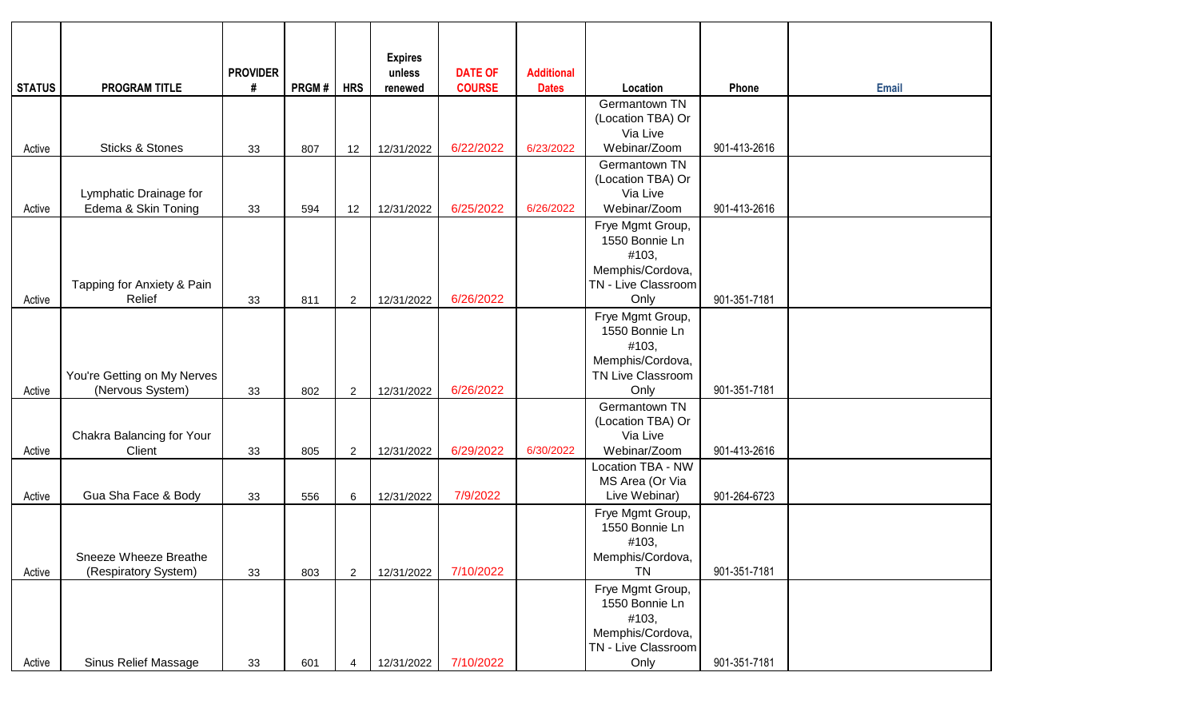| STATUS | PROGRAM TITLE | PROVIDER # | PRGM # | HRS | Expires unless renewed | DATE OF COURSE | Additional Dates | Location | Phone | Email |
|---|---|---|---|---|---|---|---|---|---|---|
| Active | Sticks & Stones | 33 | 807 | 12 | 12/31/2022 | 6/22/2022 | 6/23/2022 | Germantown TN (Location TBA) Or Via Live Webinar/Zoom | 901-413-2616 | |
| Active | Lymphatic Drainage for Edema & Skin Toning | 33 | 594 | 12 | 12/31/2022 | 6/25/2022 | 6/26/2022 | Germantown TN (Location TBA) Or Via Live Webinar/Zoom | 901-413-2616 | |
| Active | Tapping for Anxiety & Pain Relief | 33 | 811 | 2 | 12/31/2022 | 6/26/2022 | | Frye Mgmt Group, 1550 Bonnie Ln #103, Memphis/Cordova, TN - Live Classroom Only | 901-351-7181 | |
| Active | You're Getting on My Nerves (Nervous System) | 33 | 802 | 2 | 12/31/2022 | 6/26/2022 | | Frye Mgmt Group, 1550 Bonnie Ln #103, Memphis/Cordova, TN Live Classroom Only | 901-351-7181 | |
| Active | Chakra Balancing for Your Client | 33 | 805 | 2 | 12/31/2022 | 6/29/2022 | 6/30/2022 | Germantown TN (Location TBA) Or Via Live Webinar/Zoom | 901-413-2616 | |
| Active | Gua Sha Face & Body | 33 | 556 | 6 | 12/31/2022 | 7/9/2022 | | Location TBA - NW MS Area (Or Via Live Webinar) | 901-264-6723 | |
| Active | Sneeze Wheeze Breathe (Respiratory System) | 33 | 803 | 2 | 12/31/2022 | 7/10/2022 | | Frye Mgmt Group, 1550 Bonnie Ln #103, Memphis/Cordova, TN | 901-351-7181 | |
| Active | Sinus Relief Massage | 33 | 601 | 4 | 12/31/2022 | 7/10/2022 | | Frye Mgmt Group, 1550 Bonnie Ln #103, Memphis/Cordova, TN - Live Classroom Only | 901-351-7181 | |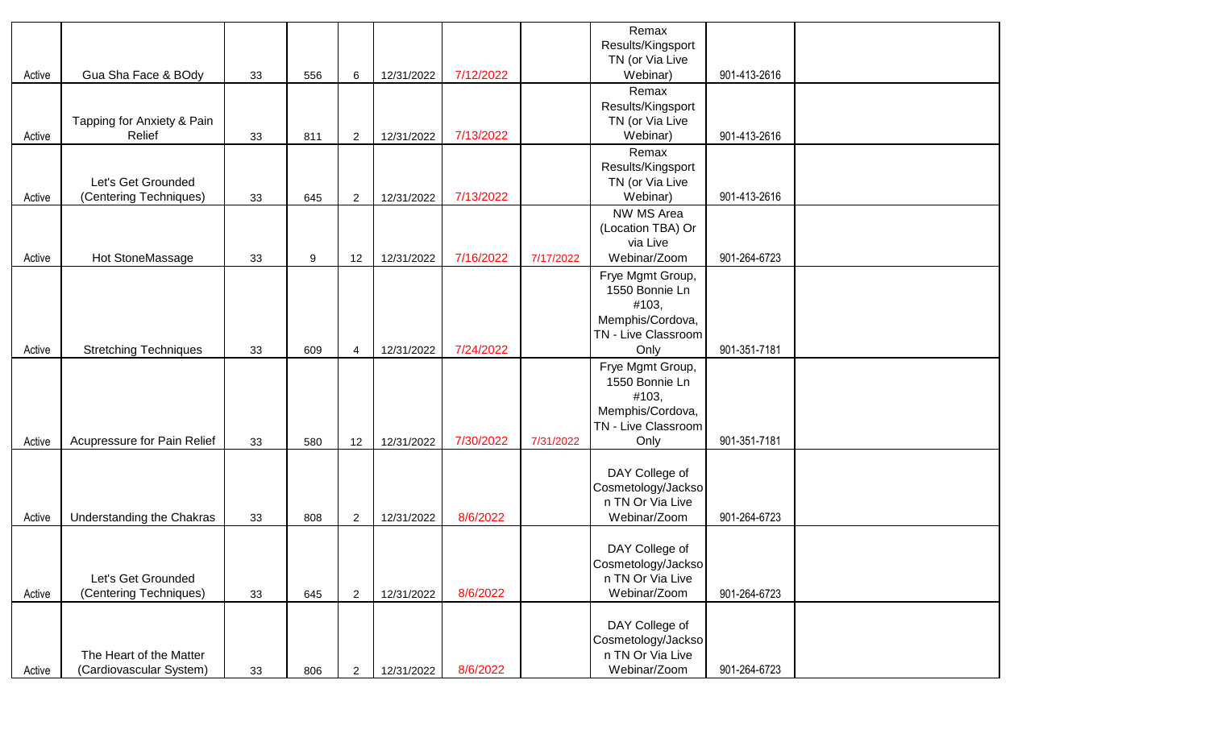| | | | | | | | | | | |
|---|---|---|---|---|---|---|---|---|---|---|
| Active | Gua Sha Face & BOdy | 33 | 556 | 6 | 12/31/2022 | 7/12/2022 | | Remax Results/Kingsport TN (or Via Live Webinar) | 901-413-2616 | |
| Active | Tapping for Anxiety & Pain Relief | 33 | 811 | 2 | 12/31/2022 | 7/13/2022 | | Remax Results/Kingsport TN (or Via Live Webinar) | 901-413-2616 | |
| Active | Let's Get Grounded (Centering Techniques) | 33 | 645 | 2 | 12/31/2022 | 7/13/2022 | | Remax Results/Kingsport TN (or Via Live Webinar) | 901-413-2616 | |
| Active | Hot StoneMassage | 33 | 9 | 12 | 12/31/2022 | 7/16/2022 | 7/17/2022 | NW MS Area (Location TBA) Or via Live Webinar/Zoom | 901-264-6723 | |
| Active | Stretching Techniques | 33 | 609 | 4 | 12/31/2022 | 7/24/2022 | | Frye Mgmt Group, 1550 Bonnie Ln #103, Memphis/Cordova, TN - Live Classroom Only | 901-351-7181 | |
| Active | Acupressure for Pain Relief | 33 | 580 | 12 | 12/31/2022 | 7/30/2022 | 7/31/2022 | Frye Mgmt Group, 1550 Bonnie Ln #103, Memphis/Cordova, TN - Live Classroom Only | 901-351-7181 | |
| Active | Understanding the Chakras | 33 | 808 | 2 | 12/31/2022 | 8/6/2022 | | DAY College of Cosmetology/Jackson TN Or Via Live Webinar/Zoom | 901-264-6723 | |
| Active | Let's Get Grounded (Centering Techniques) | 33 | 645 | 2 | 12/31/2022 | 8/6/2022 | | DAY College of Cosmetology/Jackson TN Or Via Live Webinar/Zoom | 901-264-6723 | |
| Active | The Heart of the Matter (Cardiovascular System) | 33 | 806 | 2 | 12/31/2022 | 8/6/2022 | | DAY College of Cosmetology/Jackson TN Or Via Live Webinar/Zoom | 901-264-6723 | |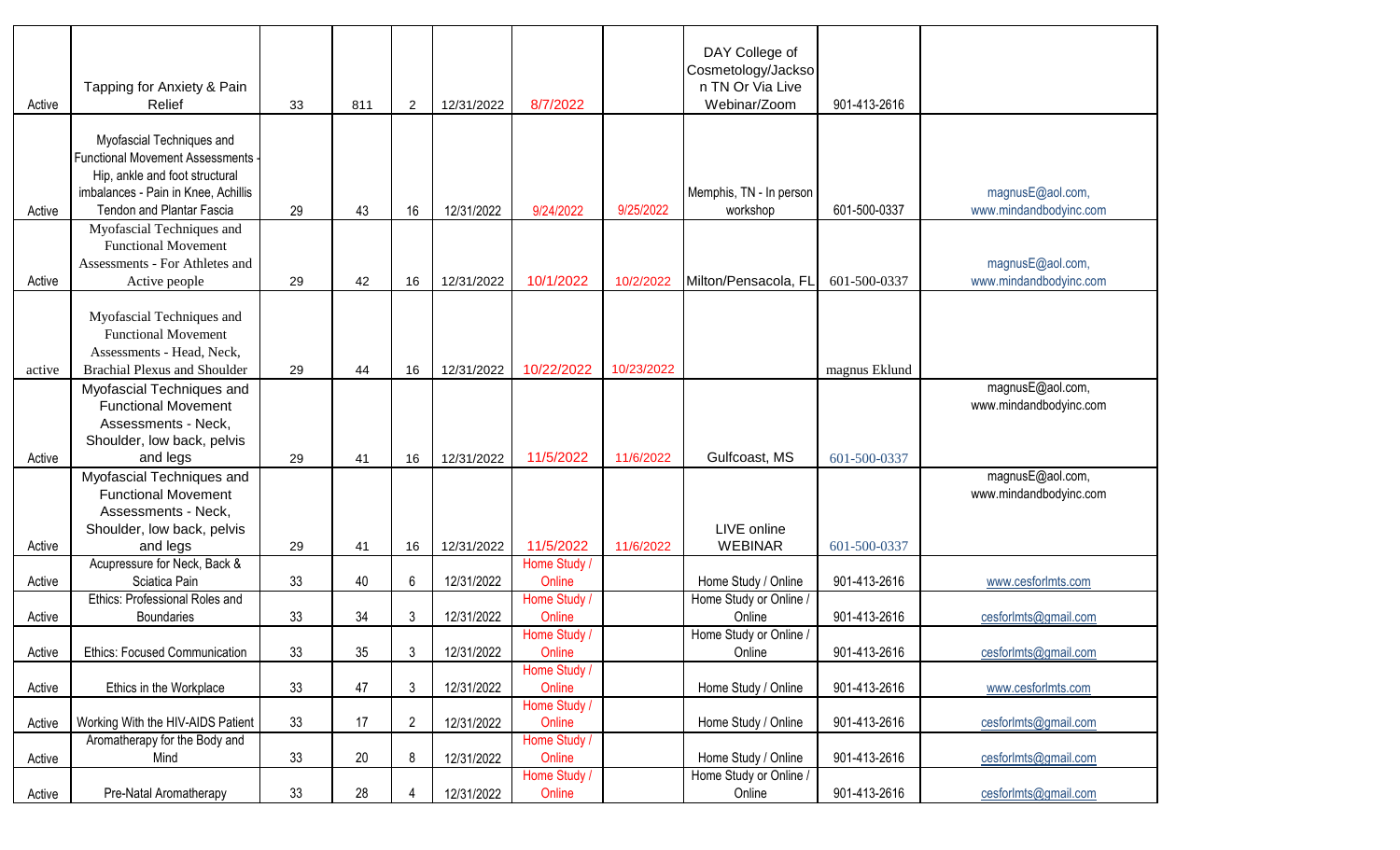| | | | | | | | | | | |
|---|---|---|---|---|---|---|---|---|---|---|
| Active | Tapping for Anxiety & Pain Relief | 33 | 811 | 2 | 12/31/2022 | 8/7/2022 | | DAY College of Cosmetology/Jackson TN Or Via Live Webinar/Zoom | 901-413-2616 | |
| Active | Myofascial Techniques and Functional Movement Assessments - Hip, ankle and foot structural imbalances - Pain in Knee, Achillis Tendon and Plantar Fascia | 29 | 43 | 16 | 12/31/2022 | 9/24/2022 | 9/25/2022 | Memphis, TN - In person workshop | 601-500-0337 | magnusE@aol.com, www.mindandbodyinc.com |
| Active | Myofascial Techniques and Functional Movement Assessments - For Athletes and Active people | 29 | 42 | 16 | 12/31/2022 | 10/1/2022 | 10/2/2022 | Milton/Pensacola, FL | 601-500-0337 | magnusE@aol.com, www.mindandbodyinc.com |
| active | Myofascial Techniques and Functional Movement Assessments - Head, Neck, Brachial Plexus and Shoulder | 29 | 44 | 16 | 12/31/2022 | 10/22/2022 | 10/23/2022 | | magnus Eklund | |
| Active | Myofascial Techniques and Functional Movement Assessments - Neck, Shoulder, low back, pelvis and legs | 29 | 41 | 16 | 12/31/2022 | 11/5/2022 | 11/6/2022 | Gulfcoast, MS | 601-500-0337 | magnusE@aol.com, www.mindandbodyinc.com |
| Active | Myofascial Techniques and Functional Movement Assessments - Neck, Shoulder, low back, pelvis and legs | 29 | 41 | 16 | 12/31/2022 | 11/5/2022 | 11/6/2022 | LIVE online WEBINAR | 601-500-0337 | magnusE@aol.com, www.mindandbodyinc.com |
| Active | Acupressure for Neck, Back & Sciatica Pain | 33 | 40 | 6 | 12/31/2022 | Home Study / Online | | Home Study / Online | 901-413-2616 | www.cesforlmts.com |
| Active | Ethics: Professional Roles and Boundaries | 33 | 34 | 3 | 12/31/2022 | Home Study / Online | | Home Study or Online / Online | 901-413-2616 | cesforlmts@gmail.com |
| Active | Ethics: Focused Communication | 33 | 35 | 3 | 12/31/2022 | Home Study / Online | | Home Study or Online / Online | 901-413-2616 | cesforlmts@gmail.com |
| Active | Ethics in the Workplace | 33 | 47 | 3 | 12/31/2022 | Home Study / Online | | Home Study / Online | 901-413-2616 | www.cesforlmts.com |
| Active | Working With the HIV-AIDS Patient | 33 | 17 | 2 | 12/31/2022 | Home Study / Online | | Home Study / Online | 901-413-2616 | cesforlmts@gmail.com |
| Active | Aromatherapy for the Body and Mind | 33 | 20 | 8 | 12/31/2022 | Home Study / Online | | Home Study / Online | 901-413-2616 | cesforlmts@gmail.com |
| Active | Pre-Natal Aromatherapy | 33 | 28 | 4 | 12/31/2022 | Home Study / Online | | Home Study or Online / Online | 901-413-2616 | cesforlmts@gmail.com |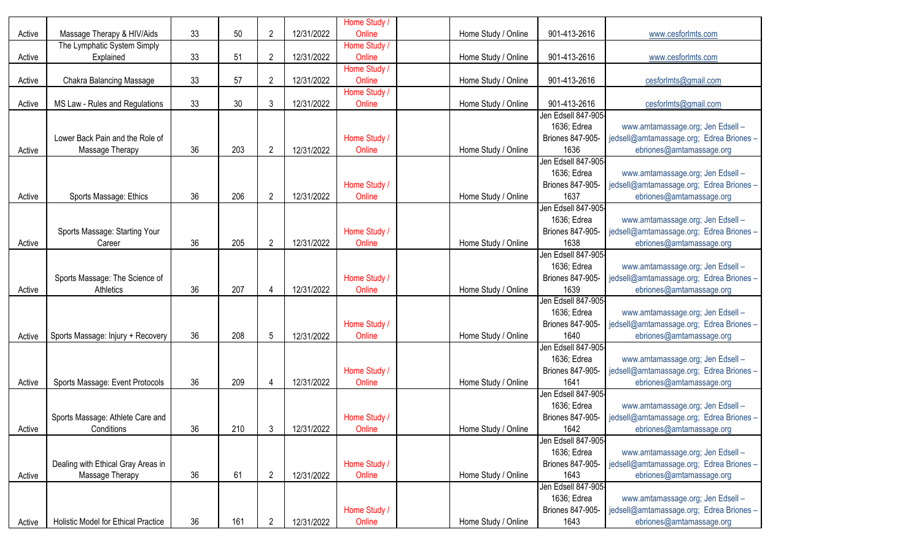| | | | | | | | | | | |
|---|---|---|---|---|---|---|---|---|---|---|
| Active | Massage Therapy & HIV/Aids | 33 | 50 | 2 | 12/31/2022 | Home Study / Online | | Home Study / Online | 901-413-2616 | www.cesforlmts.com |
| Active | The Lymphatic System Simply Explained | 33 | 51 | 2 | 12/31/2022 | Home Study / Online | | Home Study / Online | 901-413-2616 | www.cesforlmts.com |
| Active | Chakra Balancing Massage | 33 | 57 | 2 | 12/31/2022 | Home Study / Online | | Home Study / Online | 901-413-2616 | cesforlmts@gmail.com |
| Active | MS Law - Rules and Regulations | 33 | 30 | 3 | 12/31/2022 | Home Study / Online | | Home Study / Online | 901-413-2616 | cesforlmts@gmail.com |
| Active | Lower Back Pain and the Role of Massage Therapy | 36 | 203 | 2 | 12/31/2022 | Home Study / Online | | Home Study / Online | Jen Edsell 847-905-1636; Edrea Briones 847-905-1636 | www.amtamassage.org; Jen Edsell – jedsell@amtamassage.org; Edrea Briones – ebriones@amtamassage.org |
| Active | Sports Massage: Ethics | 36 | 206 | 2 | 12/31/2022 | Home Study / Online | | Home Study / Online | Jen Edsell 847-905-1636; Edrea Briones 847-905-1637 | www.amtamassage.org; Jen Edsell – jedsell@amtamassage.org; Edrea Briones – ebriones@amtamassage.org |
| Active | Sports Massage: Starting Your Career | 36 | 205 | 2 | 12/31/2022 | Home Study / Online | | Home Study / Online | Jen Edsell 847-905-1636; Edrea Briones 847-905-1638 | www.amtamassage.org; Jen Edsell – jedsell@amtamassage.org; Edrea Briones – ebriones@amtamassage.org |
| Active | Sports Massage: The Science of Athletics | 36 | 207 | 4 | 12/31/2022 | Home Study / Online | | Home Study / Online | Jen Edsell 847-905-1636; Edrea Briones 847-905-1639 | www.amtamassage.org; Jen Edsell – jedsell@amtamassage.org; Edrea Briones – ebriones@amtamassage.org |
| Active | Sports Massage: Injury + Recovery | 36 | 208 | 5 | 12/31/2022 | Home Study / Online | | Home Study / Online | Jen Edsell 847-905-1636; Edrea Briones 847-905-1640 | www.amtamassage.org; Jen Edsell – jedsell@amtamassage.org; Edrea Briones – ebriones@amtamassage.org |
| Active | Sports Massage: Event Protocols | 36 | 209 | 4 | 12/31/2022 | Home Study / Online | | Home Study / Online | Jen Edsell 847-905-1636; Edrea Briones 847-905-1641 | www.amtamassage.org; Jen Edsell – jedsell@amtamassage.org; Edrea Briones – ebriones@amtamassage.org |
| Active | Sports Massage: Athlete Care and Conditions | 36 | 210 | 3 | 12/31/2022 | Home Study / Online | | Home Study / Online | Jen Edsell 847-905-1636; Edrea Briones 847-905-1642 | www.amtamassage.org; Jen Edsell – jedsell@amtamassage.org; Edrea Briones – ebriones@amtamassage.org |
| Active | Dealing with Ethical Gray Areas in Massage Therapy | 36 | 61 | 2 | 12/31/2022 | Home Study / Online | | Home Study / Online | Jen Edsell 847-905-1636; Edrea Briones 847-905-1643 | www.amtamassage.org; Jen Edsell – jedsell@amtamassage.org; Edrea Briones – ebriones@amtamassage.org |
| Active | Holistic Model for Ethical Practice | 36 | 161 | 2 | 12/31/2022 | Home Study / Online | | Home Study / Online | Jen Edsell 847-905-1636; Edrea Briones 847-905-1643 | www.amtamassage.org; Jen Edsell – jedsell@amtamassage.org; Edrea Briones – ebriones@amtamassage.org |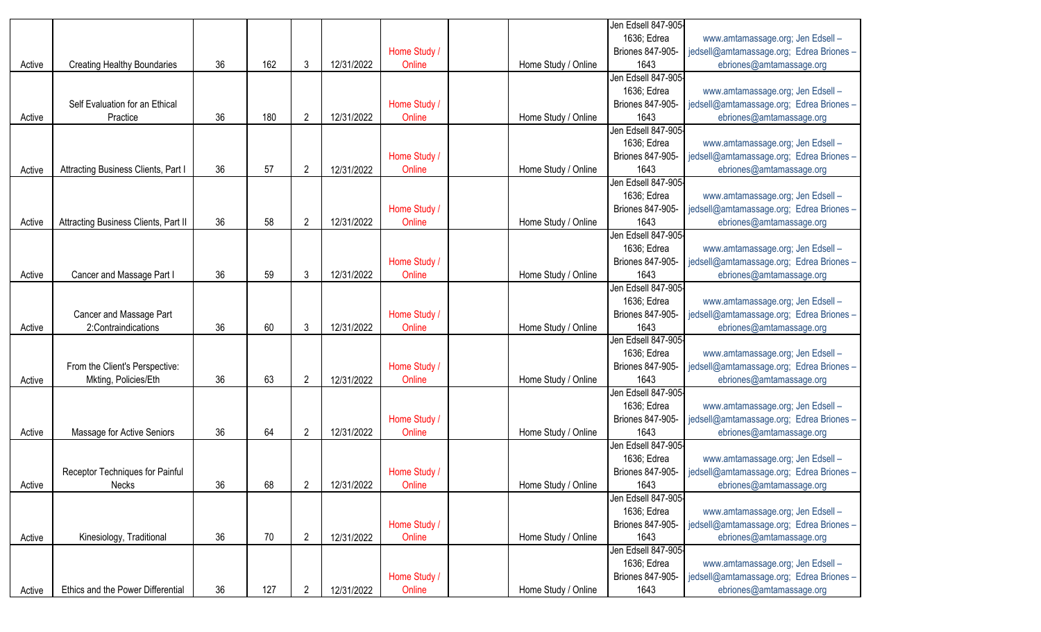| | | | | | | | | | | |
|---|---|---|---|---|---|---|---|---|---|---|
| Active | Creating Healthy Boundaries | 36 | 162 | 3 | 12/31/2022 | Home Study / Online | | Home Study / Online | Jen Edsell 847-905-1636; Edrea Briones 847-905-1643 | www.amtamassage.org; Jen Edsell – jedsell@amtamassage.org; Edrea Briones – ebriones@amtamassage.org |
| Active | Self Evaluation for an Ethical Practice | 36 | 180 | 2 | 12/31/2022 | Home Study / Online | | Home Study / Online | Jen Edsell 847-905-1636; Edrea Briones 847-905-1643 | www.amtamassage.org; Jen Edsell – jedsell@amtamassage.org; Edrea Briones – ebriones@amtamassage.org |
| Active | Attracting Business Clients, Part I | 36 | 57 | 2 | 12/31/2022 | Home Study / Online | | Home Study / Online | Jen Edsell 847-905-1636; Edrea Briones 847-905-1643 | www.amtamassage.org; Jen Edsell – jedsell@amtamassage.org; Edrea Briones – ebriones@amtamassage.org |
| Active | Attracting Business Clients, Part II | 36 | 58 | 2 | 12/31/2022 | Home Study / Online | | Home Study / Online | Jen Edsell 847-905-1636; Edrea Briones 847-905-1643 | www.amtamassage.org; Jen Edsell – jedsell@amtamassage.org; Edrea Briones – ebriones@amtamassage.org |
| Active | Cancer and Massage Part I | 36 | 59 | 3 | 12/31/2022 | Home Study / Online | | Home Study / Online | Jen Edsell 847-905-1636; Edrea Briones 847-905-1643 | www.amtamassage.org; Jen Edsell – jedsell@amtamassage.org; Edrea Briones – ebriones@amtamassage.org |
| Active | Cancer and Massage Part 2:Contraindications | 36 | 60 | 3 | 12/31/2022 | Home Study / Online | | Home Study / Online | Jen Edsell 847-905-1636; Edrea Briones 847-905-1643 | www.amtamassage.org; Jen Edsell – jedsell@amtamassage.org; Edrea Briones – ebriones@amtamassage.org |
| Active | From the Client's Perspective: Mkting, Policies/Eth | 36 | 63 | 2 | 12/31/2022 | Home Study / Online | | Home Study / Online | Jen Edsell 847-905-1636; Edrea Briones 847-905-1643 | www.amtamassage.org; Jen Edsell – jedsell@amtamassage.org; Edrea Briones – ebriones@amtamassage.org |
| Active | Massage for Active Seniors | 36 | 64 | 2 | 12/31/2022 | Home Study / Online | | Home Study / Online | Jen Edsell 847-905-1636; Edrea Briones 847-905-1643 | www.amtamassage.org; Jen Edsell – jedsell@amtamassage.org; Edrea Briones – ebriones@amtamassage.org |
| Active | Receptor Techniques for Painful Necks | 36 | 68 | 2 | 12/31/2022 | Home Study / Online | | Home Study / Online | Jen Edsell 847-905-1636; Edrea Briones 847-905-1643 | www.amtamassage.org; Jen Edsell – jedsell@amtamassage.org; Edrea Briones – ebriones@amtamassage.org |
| Active | Kinesiology, Traditional | 36 | 70 | 2 | 12/31/2022 | Home Study / Online | | Home Study / Online | Jen Edsell 847-905-1636; Edrea Briones 847-905-1643 | www.amtamassage.org; Jen Edsell – jedsell@amtamassage.org; Edrea Briones – ebriones@amtamassage.org |
| Active | Ethics and the Power Differential | 36 | 127 | 2 | 12/31/2022 | Home Study / Online | | Home Study / Online | Jen Edsell 847-905-1636; Edrea Briones 847-905-1643 | www.amtamassage.org; Jen Edsell – jedsell@amtamassage.org; Edrea Briones – ebriones@amtamassage.org |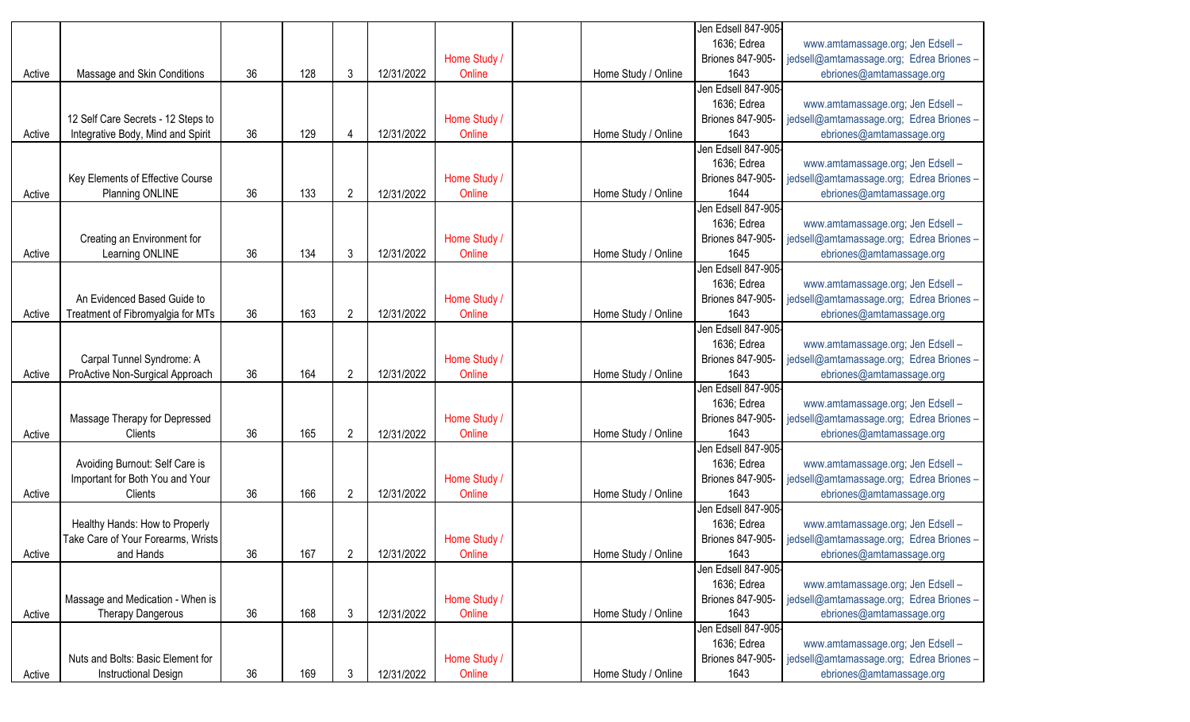| | | | | | | | | | | |
|---|---|---|---|---|---|---|---|---|---|---|
| Active | Massage and Skin Conditions | 36 | 128 | 3 | 12/31/2022 | Home Study / Online | | Home Study / Online | Jen Edsell 847-905-1636; Edrea Briones 847-905-1643 | www.amtamassage.org; Jen Edsell – jedsell@amtamassage.org; Edrea Briones – ebriones@amtamassage.org |
| Active | 12 Self Care Secrets - 12 Steps to Integrative Body, Mind and Spirit | 36 | 129 | 4 | 12/31/2022 | Home Study / Online | | Home Study / Online | Jen Edsell 847-905-1636; Edrea Briones 847-905-1643 | www.amtamassage.org; Jen Edsell – jedsell@amtamassage.org; Edrea Briones – ebriones@amtamassage.org |
| Active | Key Elements of Effective Course Planning ONLINE | 36 | 133 | 2 | 12/31/2022 | Home Study / Online | | Home Study / Online | Jen Edsell 847-905-1636; Edrea Briones 847-905-1644 | www.amtamassage.org; Jen Edsell – jedsell@amtamassage.org; Edrea Briones – ebriones@amtamassage.org |
| Active | Creating an Environment for Learning ONLINE | 36 | 134 | 3 | 12/31/2022 | Home Study / Online | | Home Study / Online | Jen Edsell 847-905-1636; Edrea Briones 847-905-1645 | www.amtamassage.org; Jen Edsell – jedsell@amtamassage.org; Edrea Briones – ebriones@amtamassage.org |
| Active | An Evidenced Based Guide to Treatment of Fibromyalgia for MTs | 36 | 163 | 2 | 12/31/2022 | Home Study / Online | | Home Study / Online | Jen Edsell 847-905-1636; Edrea Briones 847-905-1643 | www.amtamassage.org; Jen Edsell – jedsell@amtamassage.org; Edrea Briones – ebriones@amtamassage.org |
| Active | Carpal Tunnel Syndrome: A ProActive Non-Surgical Approach | 36 | 164 | 2 | 12/31/2022 | Home Study / Online | | Home Study / Online | Jen Edsell 847-905-1636; Edrea Briones 847-905-1643 | www.amtamassage.org; Jen Edsell – jedsell@amtamassage.org; Edrea Briones – ebriones@amtamassage.org |
| Active | Massage Therapy for Depressed Clients | 36 | 165 | 2 | 12/31/2022 | Home Study / Online | | Home Study / Online | Jen Edsell 847-905-1636; Edrea Briones 847-905-1643 | www.amtamassage.org; Jen Edsell – jedsell@amtamassage.org; Edrea Briones – ebriones@amtamassage.org |
| Active | Avoiding Burnout: Self Care is Important for Both You and Your Clients | 36 | 166 | 2 | 12/31/2022 | Home Study / Online | | Home Study / Online | Jen Edsell 847-905-1636; Edrea Briones 847-905-1643 | www.amtamassage.org; Jen Edsell – jedsell@amtamassage.org; Edrea Briones – ebriones@amtamassage.org |
| Active | Healthy Hands: How to Properly Take Care of Your Forearms, Wrists and Hands | 36 | 167 | 2 | 12/31/2022 | Home Study / Online | | Home Study / Online | Jen Edsell 847-905-1636; Edrea Briones 847-905-1643 | www.amtamassage.org; Jen Edsell – jedsell@amtamassage.org; Edrea Briones – ebriones@amtamassage.org |
| Active | Massage and Medication - When is Therapy Dangerous | 36 | 168 | 3 | 12/31/2022 | Home Study / Online | | Home Study / Online | Jen Edsell 847-905-1636; Edrea Briones 847-905-1643 | www.amtamassage.org; Jen Edsell – jedsell@amtamassage.org; Edrea Briones – ebriones@amtamassage.org |
| Active | Nuts and Bolts: Basic Element for Instructional Design | 36 | 169 | 3 | 12/31/2022 | Home Study / Online | | Home Study / Online | Jen Edsell 847-905-1636; Edrea Briones 847-905-1643 | www.amtamassage.org; Jen Edsell – jedsell@amtamassage.org; Edrea Briones – ebriones@amtamassage.org |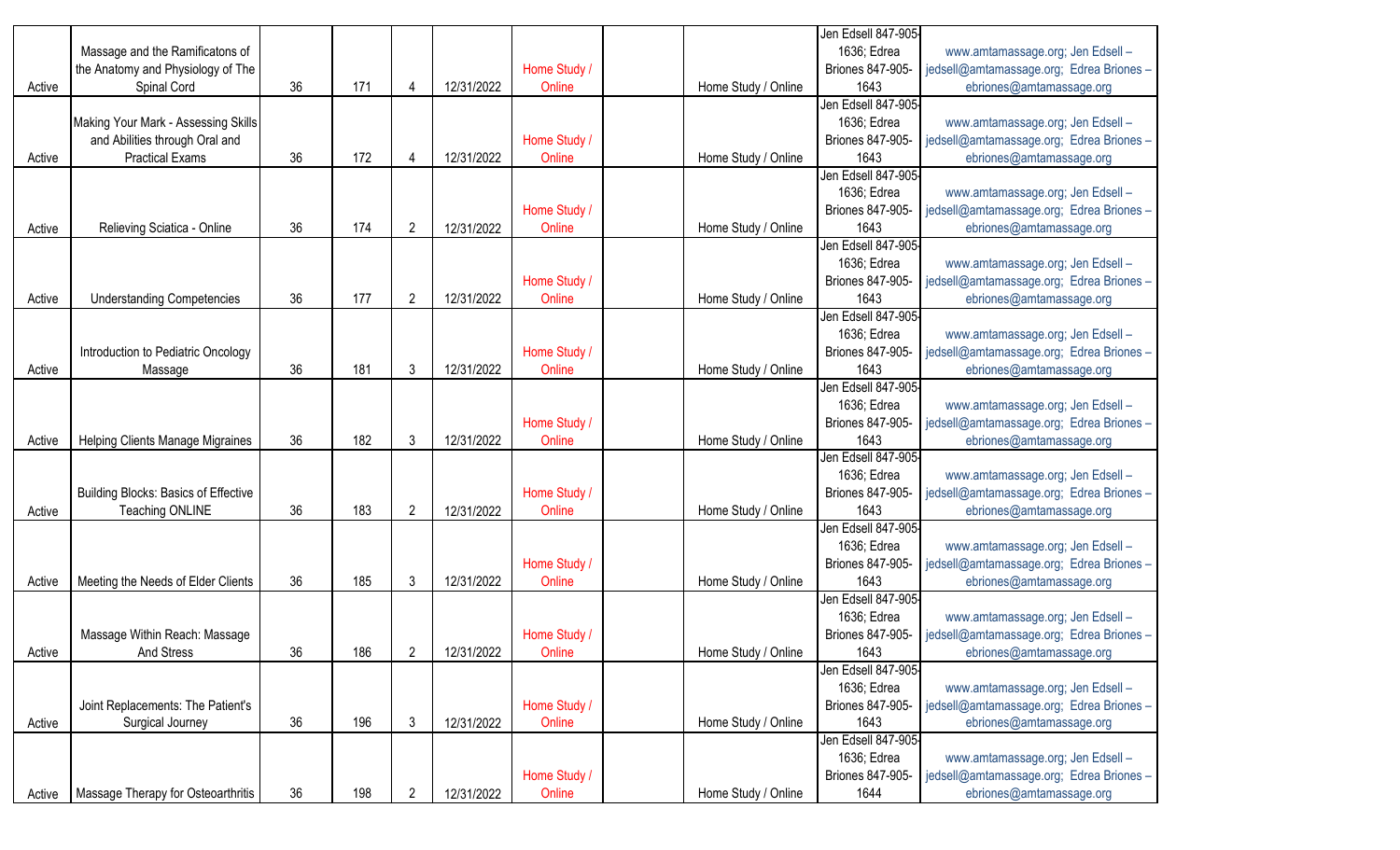| | | | | | | | | | | |
|---|---|---|---|---|---|---|---|---|---|---|
| Active | Massage and the Ramificatons of the Anatomy and Physiology of The Spinal Cord | 36 | 171 | 4 | 12/31/2022 | Home Study / Online | | Home Study / Online | Jen Edsell 847-905-1636; Edrea Briones 847-905-1643 | www.amtamassage.org; Jen Edsell – jedsell@amtamassage.org; Edrea Briones – ebriones@amtamassage.org |
| Active | Making Your Mark - Assessing Skills and Abilities through Oral and Practical Exams | 36 | 172 | 4 | 12/31/2022 | Home Study / Online | | Home Study / Online | Jen Edsell 847-905-1636; Edrea Briones 847-905-1643 | www.amtamassage.org; Jen Edsell – jedsell@amtamassage.org; Edrea Briones – ebriones@amtamassage.org |
| Active | Relieving Sciatica - Online | 36 | 174 | 2 | 12/31/2022 | Home Study / Online | | Home Study / Online | Jen Edsell 847-905-1636; Edrea Briones 847-905-1643 | www.amtamassage.org; Jen Edsell – jedsell@amtamassage.org; Edrea Briones – ebriones@amtamassage.org |
| Active | Understanding Competencies | 36 | 177 | 2 | 12/31/2022 | Home Study / Online | | Home Study / Online | Jen Edsell 847-905-1636; Edrea Briones 847-905-1643 | www.amtamassage.org; Jen Edsell – jedsell@amtamassage.org; Edrea Briones – ebriones@amtamassage.org |
| Active | Introduction to Pediatric Oncology Massage | 36 | 181 | 3 | 12/31/2022 | Home Study / Online | | Home Study / Online | Jen Edsell 847-905-1636; Edrea Briones 847-905-1643 | www.amtamassage.org; Jen Edsell – jedsell@amtamassage.org; Edrea Briones – ebriones@amtamassage.org |
| Active | Helping Clients Manage Migraines | 36 | 182 | 3 | 12/31/2022 | Home Study / Online | | Home Study / Online | Jen Edsell 847-905-1636; Edrea Briones 847-905-1643 | www.amtamassage.org; Jen Edsell – jedsell@amtamassage.org; Edrea Briones – ebriones@amtamassage.org |
| Active | Building Blocks: Basics of Effective Teaching ONLINE | 36 | 183 | 2 | 12/31/2022 | Home Study / Online | | Home Study / Online | Jen Edsell 847-905-1636; Edrea Briones 847-905-1643 | www.amtamassage.org; Jen Edsell – jedsell@amtamassage.org; Edrea Briones – ebriones@amtamassage.org |
| Active | Meeting the Needs of Elder Clients | 36 | 185 | 3 | 12/31/2022 | Home Study / Online | | Home Study / Online | Jen Edsell 847-905-1636; Edrea Briones 847-905-1643 | www.amtamassage.org; Jen Edsell – jedsell@amtamassage.org; Edrea Briones – ebriones@amtamassage.org |
| Active | Massage Within Reach: Massage And Stress | 36 | 186 | 2 | 12/31/2022 | Home Study / Online | | Home Study / Online | Jen Edsell 847-905-1636; Edrea Briones 847-905-1643 | www.amtamassage.org; Jen Edsell – jedsell@amtamassage.org; Edrea Briones – ebriones@amtamassage.org |
| Active | Joint Replacements: The Patient's Surgical Journey | 36 | 196 | 3 | 12/31/2022 | Home Study / Online | | Home Study / Online | Jen Edsell 847-905-1636; Edrea Briones 847-905-1643 | www.amtamassage.org; Jen Edsell – jedsell@amtamassage.org; Edrea Briones – ebriones@amtamassage.org |
| Active | Massage Therapy for Osteoarthritis | 36 | 198 | 2 | 12/31/2022 | Home Study / Online | | Home Study / Online | Jen Edsell 847-905-1636; Edrea Briones 847-905-1644 | www.amtamassage.org; Jen Edsell – jedsell@amtamassage.org; Edrea Briones – ebriones@amtamassage.org |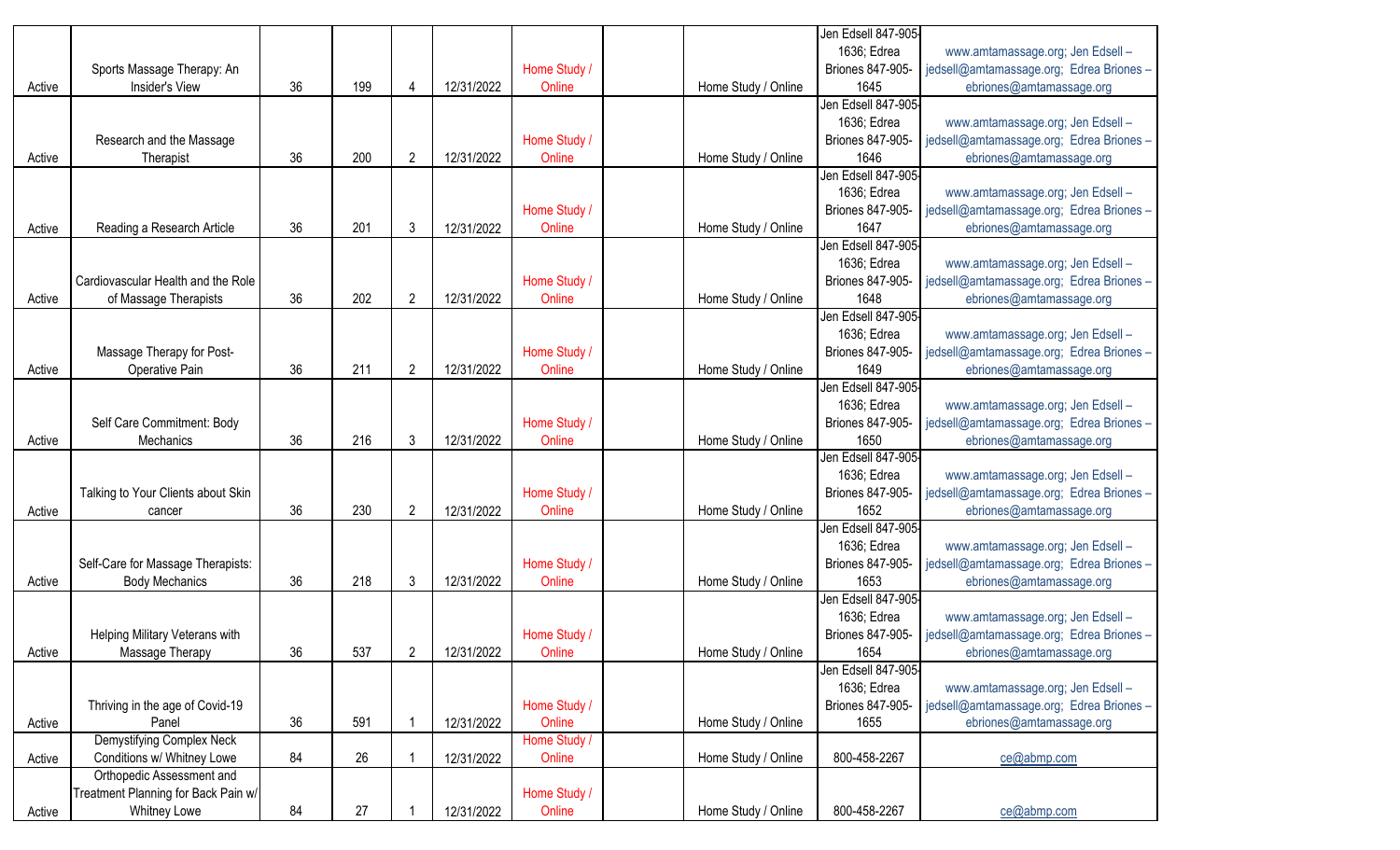| | | | | | | | | | | |
|---|---|---|---|---|---|---|---|---|---|---|
| Active | Sports Massage Therapy: An Insider's View | 36 | 199 | 4 | 12/31/2022 | Home Study / Online | | Home Study / Online | Jen Edsell 847-905-1636; Edrea Briones 847-905-1645 | www.amtamassage.org; Jen Edsell – jedsell@amtamassage.org; Edrea Briones – ebriones@amtamassage.org |
| Active | Research and the Massage Therapist | 36 | 200 | 2 | 12/31/2022 | Home Study / Online | | Home Study / Online | Jen Edsell 847-905-1636; Edrea Briones 847-905-1646 | www.amtamassage.org; Jen Edsell – jedsell@amtamassage.org; Edrea Briones – ebriones@amtamassage.org |
| Active | Reading a Research Article | 36 | 201 | 3 | 12/31/2022 | Home Study / Online | | Home Study / Online | Jen Edsell 847-905-1636; Edrea Briones 847-905-1647 | www.amtamassage.org; Jen Edsell – jedsell@amtamassage.org; Edrea Briones – ebriones@amtamassage.org |
| Active | Cardiovascular Health and the Role of Massage Therapists | 36 | 202 | 2 | 12/31/2022 | Home Study / Online | | Home Study / Online | Jen Edsell 847-905-1636; Edrea Briones 847-905-1648 | www.amtamassage.org; Jen Edsell – jedsell@amtamassage.org; Edrea Briones – ebriones@amtamassage.org |
| Active | Massage Therapy for Post-Operative Pain | 36 | 211 | 2 | 12/31/2022 | Home Study / Online | | Home Study / Online | Jen Edsell 847-905-1636; Edrea Briones 847-905-1649 | www.amtamassage.org; Jen Edsell – jedsell@amtamassage.org; Edrea Briones – ebriones@amtamassage.org |
| Active | Self Care Commitment: Body Mechanics | 36 | 216 | 3 | 12/31/2022 | Home Study / Online | | Home Study / Online | Jen Edsell 847-905-1636; Edrea Briones 847-905-1650 | www.amtamassage.org; Jen Edsell – jedsell@amtamassage.org; Edrea Briones – ebriones@amtamassage.org |
| Active | Talking to Your Clients about Skin cancer | 36 | 230 | 2 | 12/31/2022 | Home Study / Online | | Home Study / Online | Jen Edsell 847-905-1636; Edrea Briones 847-905-1652 | www.amtamassage.org; Jen Edsell – jedsell@amtamassage.org; Edrea Briones – ebriones@amtamassage.org |
| Active | Self-Care for Massage Therapists: Body Mechanics | 36 | 218 | 3 | 12/31/2022 | Home Study / Online | | Home Study / Online | Jen Edsell 847-905-1636; Edrea Briones 847-905-1653 | www.amtamassage.org; Jen Edsell – jedsell@amtamassage.org; Edrea Briones – ebriones@amtamassage.org |
| Active | Helping Military Veterans with Massage Therapy | 36 | 537 | 2 | 12/31/2022 | Home Study / Online | | Home Study / Online | Jen Edsell 847-905-1636; Edrea Briones 847-905-1654 | www.amtamassage.org; Jen Edsell – jedsell@amtamassage.org; Edrea Briones – ebriones@amtamassage.org |
| Active | Thriving in the age of Covid-19 Panel | 36 | 591 | 1 | 12/31/2022 | Home Study / Online | | Home Study / Online | Jen Edsell 847-905-1636; Edrea Briones 847-905-1655 | www.amtamassage.org; Jen Edsell – jedsell@amtamassage.org; Edrea Briones – ebriones@amtamassage.org |
| Active | Demystifying Complex Neck Conditions w/ Whitney Lowe | 84 | 26 | 1 | 12/31/2022 | Home Study / Online | | Home Study / Online | 800-458-2267 | ce@abmp.com |
| Active | Orthopedic Assessment and Treatment Planning for Back Pain w/ Whitney Lowe | 84 | 27 | 1 | 12/31/2022 | Home Study / Online | | Home Study / Online | 800-458-2267 | ce@abmp.com |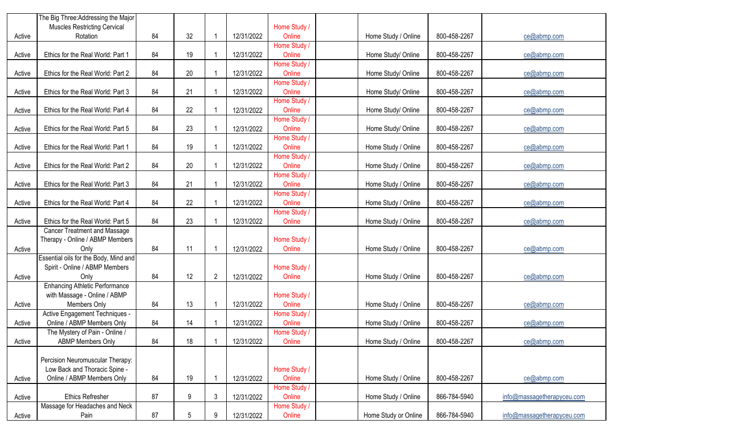| | | | | | | | | | | |
|---|---|---|---|---|---|---|---|---|---|---|
| Active | The Big Three:Addressing the Major Muscles Restricting Cervical Rotation | 84 | 32 | 1 | 12/31/2022 | Home Study / Online | | Home Study / Online | 800-458-2267 | ce@abmp.com |
| Active | Ethics for the Real World: Part 1 | 84 | 19 | 1 | 12/31/2022 | Home Study / Online | | Home Study/ Online | 800-458-2267 | ce@abmp.com |
| Active | Ethics for the Real World: Part 2 | 84 | 20 | 1 | 12/31/2022 | Home Study / Online | | Home Study/ Online | 800-458-2267 | ce@abmp.com |
| Active | Ethics for the Real World: Part 3 | 84 | 21 | 1 | 12/31/2022 | Home Study / Online | | Home Study/ Online | 800-458-2267 | ce@abmp.com |
| Active | Ethics for the Real World: Part 4 | 84 | 22 | 1 | 12/31/2022 | Home Study / Online | | Home Study/ Online | 800-458-2267 | ce@abmp.com |
| Active | Ethics for the Real World: Part 5 | 84 | 23 | 1 | 12/31/2022 | Home Study / Online | | Home Study/ Online | 800-458-2267 | ce@abmp.com |
| Active | Ethics for the Real World: Part 1 | 84 | 19 | 1 | 12/31/2022 | Home Study / Online | | Home Study / Online | 800-458-2267 | ce@abmp.com |
| Active | Ethics for the Real World: Part 2 | 84 | 20 | 1 | 12/31/2022 | Home Study / Online | | Home Study / Online | 800-458-2267 | ce@abmp.com |
| Active | Ethics for the Real World: Part 3 | 84 | 21 | 1 | 12/31/2022 | Home Study / Online | | Home Study / Online | 800-458-2267 | ce@abmp.com |
| Active | Ethics for the Real World: Part 4 | 84 | 22 | 1 | 12/31/2022 | Home Study / Online | | Home Study / Online | 800-458-2267 | ce@abmp.com |
| Active | Ethics for the Real World: Part 5 | 84 | 23 | 1 | 12/31/2022 | Home Study / Online | | Home Study / Online | 800-458-2267 | ce@abmp.com |
| Active | Cancer Treatment and Massage Therapy - Online / ABMP Members Only | 84 | 11 | 1 | 12/31/2022 | Home Study / Online | | Home Study / Online | 800-458-2267 | ce@abmp.com |
| Active | Essential oils for the Body, Mind and Spirit - Online / ABMP Members Only | 84 | 12 | 2 | 12/31/2022 | Home Study / Online | | Home Study / Online | 800-458-2267 | ce@abmp.com |
| Active | Enhancing Athletic Performance with Massage - Online / ABMP Members Only | 84 | 13 | 1 | 12/31/2022 | Home Study / Online | | Home Study / Online | 800-458-2267 | ce@abmp.com |
| Active | Active Engagement Techniques - Online / ABMP Members Only | 84 | 14 | 1 | 12/31/2022 | Home Study / Online | | Home Study / Online | 800-458-2267 | ce@abmp.com |
| Active | The Mystery of Pain - Online / ABMP Members Only | 84 | 18 | 1 | 12/31/2022 | Home Study / Online | | Home Study / Online | 800-458-2267 | ce@abmp.com |
| Active | Percision Neuromuscular Therapy: Low Back and Thoracic Spine - Online / ABMP Members Only | 84 | 19 | 1 | 12/31/2022 | Home Study / Online | | Home Study / Online | 800-458-2267 | ce@abmp.com |
| Active | Ethics Refresher | 87 | 9 | 3 | 12/31/2022 | Home Study / Online | | Home Study / Online | 866-784-5940 | info@massagetherapyceu.com |
| Active | Massage for Headaches and Neck Pain | 87 | 5 | 9 | 12/31/2022 | Home Study / Online | | Home Study or Online | 866-784-5940 | info@massagetherapyceu.com |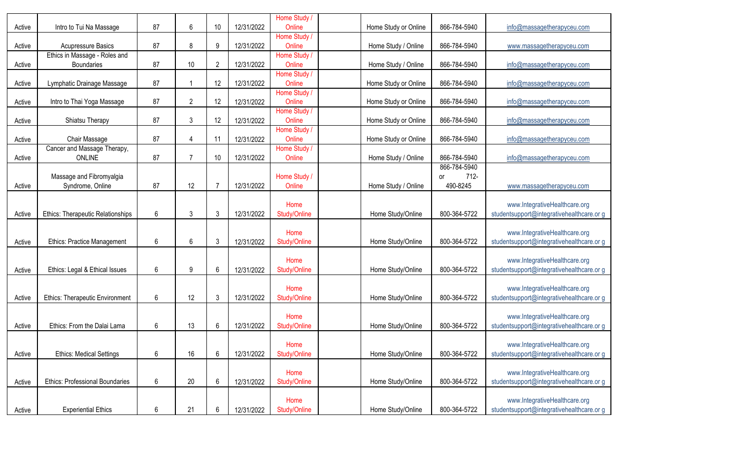| | | | | | | | | | | |
|---|---|---|---|---|---|---|---|---|---|---|
| Active | Intro to Tui Na Massage | 87 | 6 | 10 | 12/31/2022 | Home Study / Online | | Home Study or Online | 866-784-5940 | info@massagetherapyceu.com |
| Active | Acupressure Basics | 87 | 8 | 9 | 12/31/2022 | Home Study / Online | | Home Study / Online | 866-784-5940 | www.massagetherapyceu.com |
| Active | Ethics in Massage - Roles and Boundaries | 87 | 10 | 2 | 12/31/2022 | Home Study / Online | | Home Study / Online | 866-784-5940 | info@massagetherapyceu.com |
| Active | Lymphatic Drainage Massage | 87 | 1 | 12 | 12/31/2022 | Home Study / Online | | Home Study or Online | 866-784-5940 | info@massagetherapyceu.com |
| Active | Intro to Thai Yoga Massage | 87 | 2 | 12 | 12/31/2022 | Home Study / Online | | Home Study or Online | 866-784-5940 | info@massagetherapyceu.com |
| Active | Shiatsu Therapy | 87 | 3 | 12 | 12/31/2022 | Home Study / Online | | Home Study or Online | 866-784-5940 | info@massagetherapyceu.com |
| Active | Chair Massage | 87 | 4 | 11 | 12/31/2022 | Home Study / Online | | Home Study or Online | 866-784-5940 | info@massagetherapyceu.com |
| Active | Cancer and Massage Therapy, ONLINE | 87 | 7 | 10 | 12/31/2022 | Home Study / Online | | Home Study / Online | 866-784-5940 | info@massagetherapyceu.com |
| Active | Massage and Fibromyalgia Syndrome, Online | 87 | 12 | 7 | 12/31/2022 | Home Study / Online | | Home Study / Online | 866-784-5940 or 712-490-8245 | www.massagetherapyceu.com |
| Active | Ethics: Therapeutic Relationships | 6 | 3 | 3 | 12/31/2022 | Home Study/Online | | Home Study/Online | 800-364-5722 | www.IntegrativeHealthcare.org studentsupport@integrativehealthcare.or g |
| Active | Ethics: Practice Management | 6 | 6 | 3 | 12/31/2022 | Home Study/Online | | Home Study/Online | 800-364-5722 | www.IntegrativeHealthcare.org studentsupport@integrativehealthcare.or g |
| Active | Ethics: Legal & Ethical Issues | 6 | 9 | 6 | 12/31/2022 | Home Study/Online | | Home Study/Online | 800-364-5722 | www.IntegrativeHealthcare.org studentsupport@integrativehealthcare.or g |
| Active | Ethics: Therapeutic Environment | 6 | 12 | 3 | 12/31/2022 | Home Study/Online | | Home Study/Online | 800-364-5722 | www.IntegrativeHealthcare.org studentsupport@integrativehealthcare.or g |
| Active | Ethics: From the Dalai Lama | 6 | 13 | 6 | 12/31/2022 | Home Study/Online | | Home Study/Online | 800-364-5722 | www.IntegrativeHealthcare.org studentsupport@integrativehealthcare.or g |
| Active | Ethics: Medical Settings | 6 | 16 | 6 | 12/31/2022 | Home Study/Online | | Home Study/Online | 800-364-5722 | www.IntegrativeHealthcare.org studentsupport@integrativehealthcare.or g |
| Active | Ethics: Professional Boundaries | 6 | 20 | 6 | 12/31/2022 | Home Study/Online | | Home Study/Online | 800-364-5722 | www.IntegrativeHealthcare.org studentsupport@integrativehealthcare.or g |
| Active | Experiential Ethics | 6 | 21 | 6 | 12/31/2022 | Home Study/Online | | Home Study/Online | 800-364-5722 | www.IntegrativeHealthcare.org studentsupport@integrativehealthcare.or g |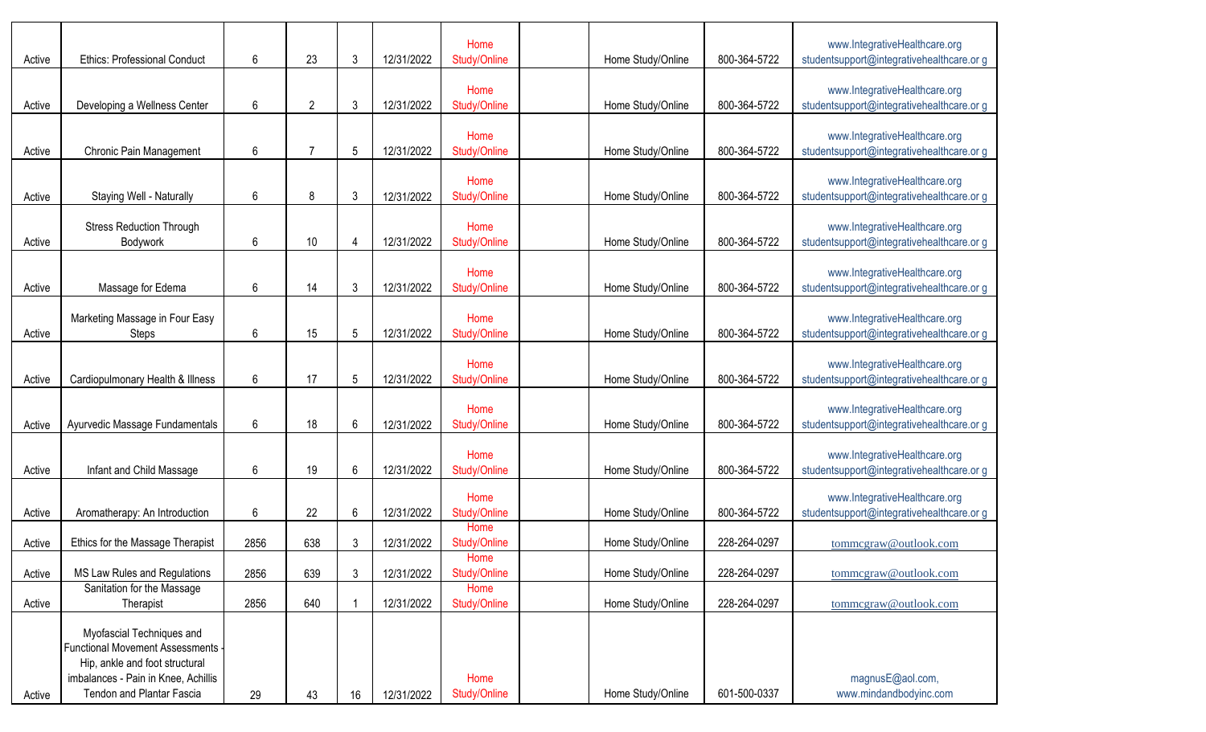| | | | | | | | | | | |
|---|---|---|---|---|---|---|---|---|---|---|
| Active | Ethics: Professional Conduct | 6 | 23 | 3 | 12/31/2022 | Home Study/Online | | Home Study/Online | 800-364-5722 | www.IntegrativeHealthcare.org studentsupport@integrativehealthcare.or g |
| Active | Developing a Wellness Center | 6 | 2 | 3 | 12/31/2022 | Home Study/Online | | Home Study/Online | 800-364-5722 | www.IntegrativeHealthcare.org studentsupport@integrativehealthcare.or g |
| Active | Chronic Pain Management | 6 | 7 | 5 | 12/31/2022 | Home Study/Online | | Home Study/Online | 800-364-5722 | www.IntegrativeHealthcare.org studentsupport@integrativehealthcare.or g |
| Active | Staying Well - Naturally | 6 | 8 | 3 | 12/31/2022 | Home Study/Online | | Home Study/Online | 800-364-5722 | www.IntegrativeHealthcare.org studentsupport@integrativehealthcare.or g |
| Active | Stress Reduction Through Bodywork | 6 | 10 | 4 | 12/31/2022 | Home Study/Online | | Home Study/Online | 800-364-5722 | www.IntegrativeHealthcare.org studentsupport@integrativehealthcare.or g |
| Active | Massage for Edema | 6 | 14 | 3 | 12/31/2022 | Home Study/Online | | Home Study/Online | 800-364-5722 | www.IntegrativeHealthcare.org studentsupport@integrativehealthcare.or g |
| Active | Marketing Massage in Four Easy Steps | 6 | 15 | 5 | 12/31/2022 | Home Study/Online | | Home Study/Online | 800-364-5722 | www.IntegrativeHealthcare.org studentsupport@integrativehealthcare.or g |
| Active | Cardiopulmonary Health & Illness | 6 | 17 | 5 | 12/31/2022 | Home Study/Online | | Home Study/Online | 800-364-5722 | www.IntegrativeHealthcare.org studentsupport@integrativehealthcare.or g |
| Active | Ayurvedic Massage Fundamentals | 6 | 18 | 6 | 12/31/2022 | Home Study/Online | | Home Study/Online | 800-364-5722 | www.IntegrativeHealthcare.org studentsupport@integrativehealthcare.or g |
| Active | Infant and Child Massage | 6 | 19 | 6 | 12/31/2022 | Home Study/Online | | Home Study/Online | 800-364-5722 | www.IntegrativeHealthcare.org studentsupport@integrativehealthcare.or g |
| Active | Aromatherapy: An Introduction | 6 | 22 | 6 | 12/31/2022 | Home Study/Online | | Home Study/Online | 800-364-5722 | www.IntegrativeHealthcare.org studentsupport@integrativehealthcare.or g |
| Active | Ethics for the Massage Therapist | 2856 | 638 | 3 | 12/31/2022 | Home Study/Online | | Home Study/Online | 228-264-0297 | tommcgraw@outlook.com |
| Active | MS Law Rules and Regulations | 2856 | 639 | 3 | 12/31/2022 | Home Study/Online | | Home Study/Online | 228-264-0297 | tommcgraw@outlook.com |
| Active | Sanitation for the Massage Therapist | 2856 | 640 | 1 | 12/31/2022 | Home Study/Online | | Home Study/Online | 228-264-0297 | tommcgraw@outlook.com |
| Active | Myofascial Techniques and Functional Movement Assessments - Hip, ankle and foot structural imbalances - Pain in Knee, Achillis Tendon and Plantar Fascia | 29 | 43 | 16 | 12/31/2022 | Home Study/Online | | Home Study/Online | 601-500-0337 | magnusE@aol.com, www.mindandbodyinc.com |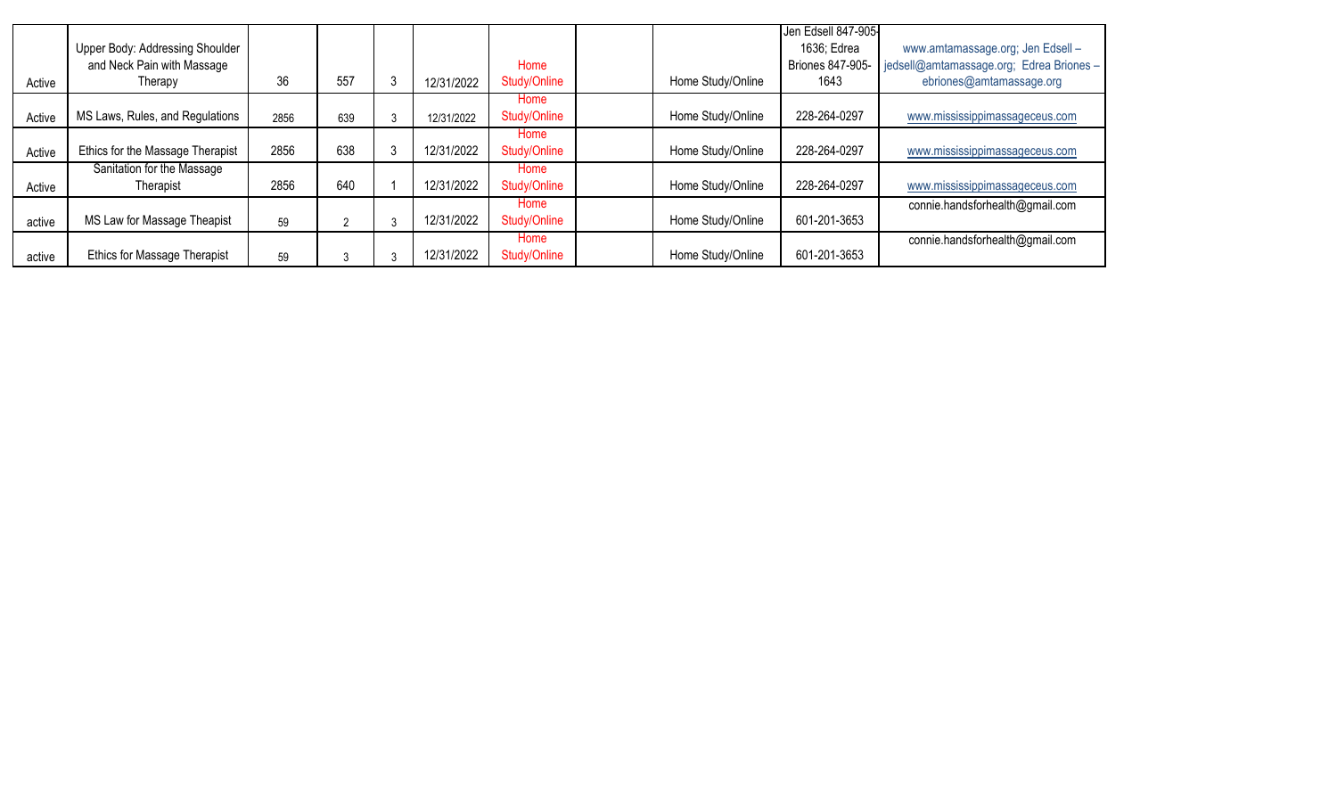| | | | | | | | | | | |
|---|---|---|---|---|---|---|---|---|---|---|
| Active | Upper Body: Addressing Shoulder and Neck Pain with Massage Therapy | 36 | 557 | 3 | 12/31/2022 | Home Study/Online | | Home Study/Online | Jen Edsell 847-905-1636; Edrea Briones 847-905-1643 | www.amtamassage.org; Jen Edsell – jedsell@amtamassage.org; Edrea Briones – ebriones@amtamassage.org |
| Active | MS Laws, Rules, and Regulations | 2856 | 639 | 3 | 12/31/2022 | Home Study/Online | | Home Study/Online | 228-264-0297 | www.mississippimassageceus.com |
| Active | Ethics for the Massage Therapist | 2856 | 638 | 3 | 12/31/2022 | Home Study/Online | | Home Study/Online | 228-264-0297 | www.mississippimassageceus.com |
| Active | Sanitation for the Massage Therapist | 2856 | 640 | 1 | 12/31/2022 | Home Study/Online | | Home Study/Online | 228-264-0297 | www.mississippimassageceus.com |
| active | MS Law for Massage Theapist | 59 | 2 | 3 | 12/31/2022 | Home Study/Online | | Home Study/Online | 601-201-3653 | connie.handsforhealth@gmail.com |
| active | Ethics for Massage Therapist | 59 | 3 | 3 | 12/31/2022 | Home Study/Online | | Home Study/Online | 601-201-3653 | connie.handsforhealth@gmail.com |